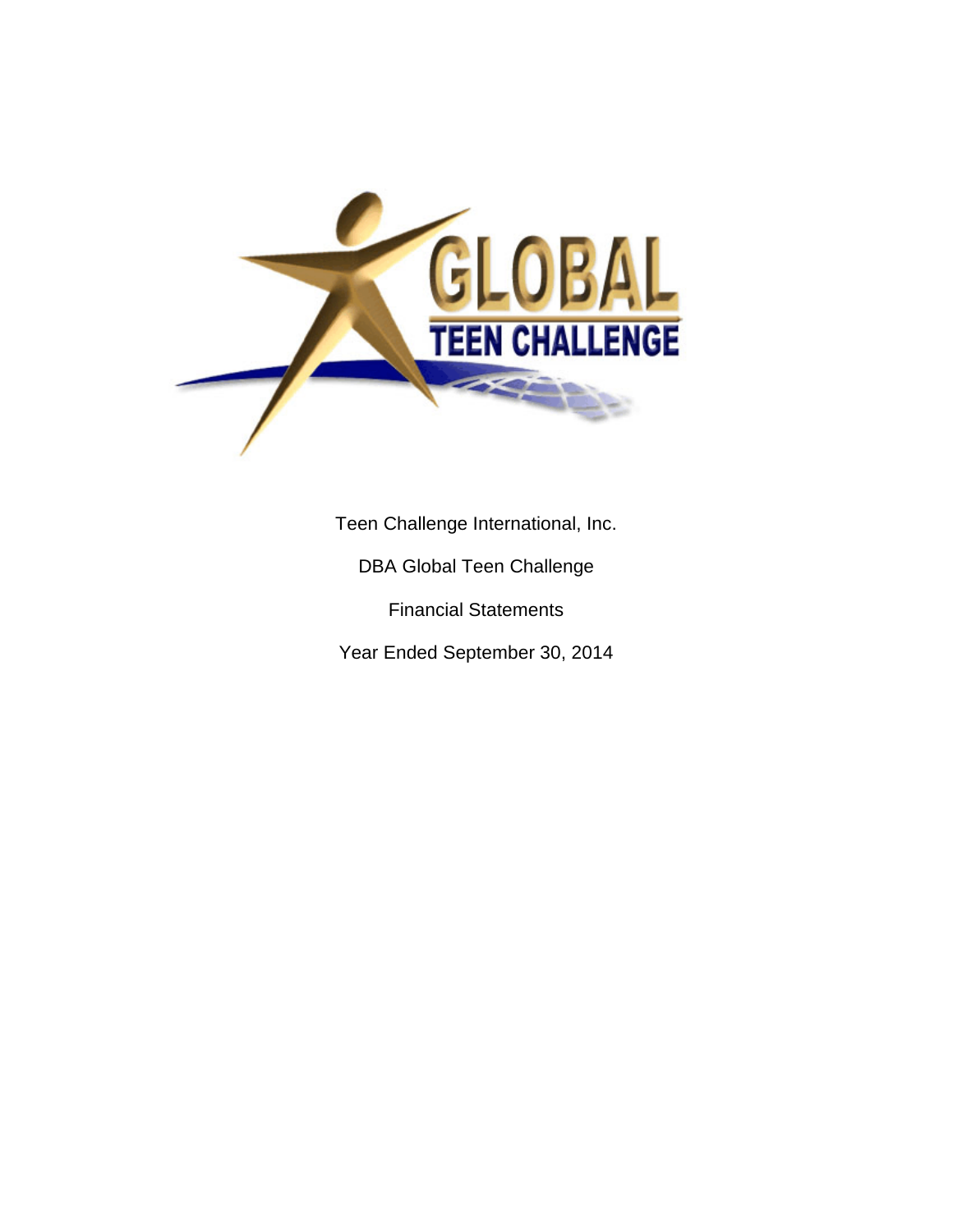Teen Challenge International, Inc.

DBA Global Teen Challenge

Financial Statements

Year Ended September 30, 2014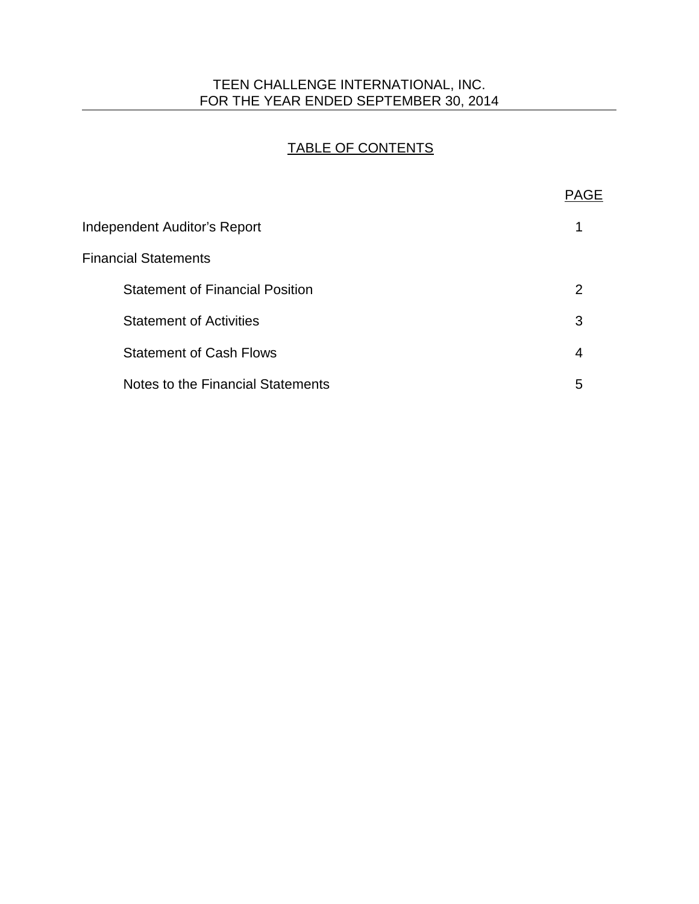TEEN CHALLENGE INTERNATIONAL, INC.
FOR THE YEAR ENDED SEPTEMBER 30, 2014

## TABLE OF CONTENTS

| | PAGE |
|---|---|
| Independent Auditor's Report | 1 |
| Financial Statements | |
| Statement of Financial Position | 2 |
| Statement of Activities | 3 |
| Statement of Cash Flows | 4 |
| Notes to the Financial Statements | 5 |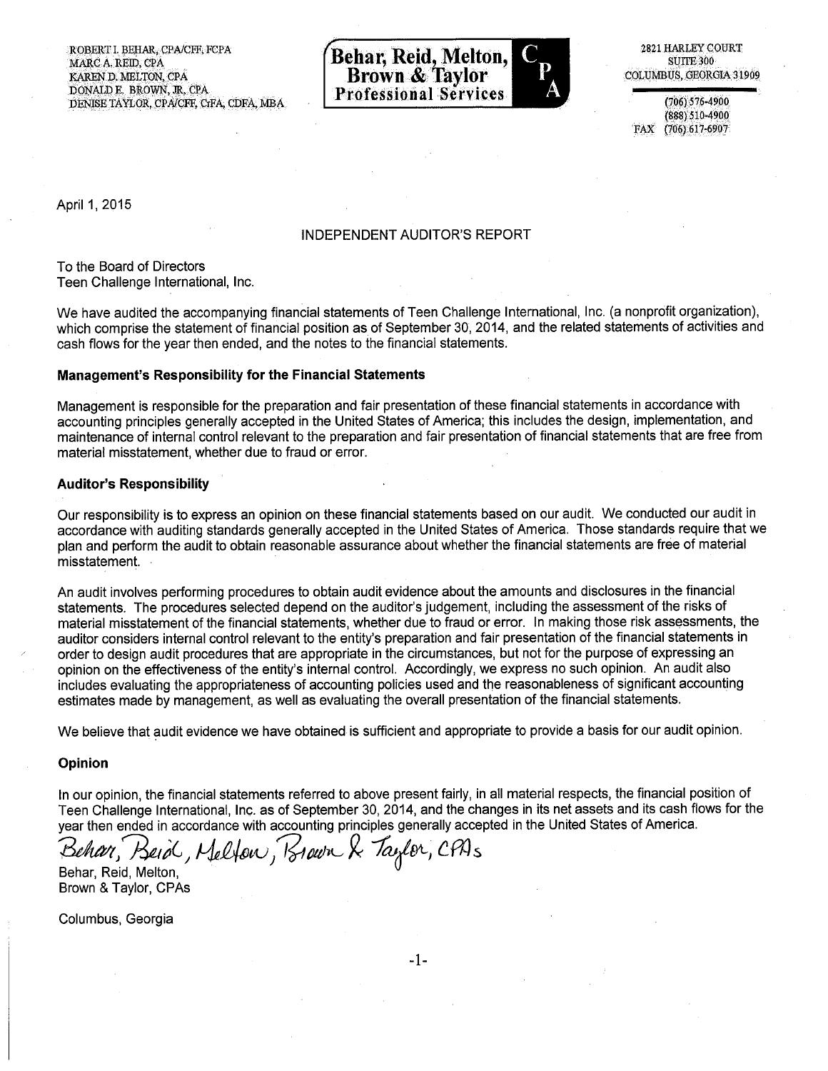ROBERT I. BEHAR, CPA/CFF, FCPA
MARC A. REID, CPA
KAREN D. MELTON, CPA
DONALD E. BROWN, JR. CPA
DENISE TAYLOR, CPA/CFF, CrFA, CDFA, MBA

**Behar, Reid, Melton, Brown & Taylor Professional Services** CPA

2821 HARLEY COURT
SUITE 300
COLUMBUS, GEORGIA 31909

(706) 576-4900
(888) 510-4900
FAX (706) 617-6907

April 1, 2015

## INDEPENDENT AUDITOR'S REPORT

To the Board of Directors
Teen Challenge International, Inc.

We have audited the accompanying financial statements of Teen Challenge International, Inc. (a nonprofit organization), which comprise the statement of financial position as of September 30, 2014, and the related statements of activities and cash flows for the year then ended, and the notes to the financial statements.

### Management's Responsibility for the Financial Statements

Management is responsible for the preparation and fair presentation of these financial statements in accordance with accounting principles generally accepted in the United States of America; this includes the design, implementation, and maintenance of internal control relevant to the preparation and fair presentation of financial statements that are free from material misstatement, whether due to fraud or error.

### Auditor's Responsibility

Our responsibility is to express an opinion on these financial statements based on our audit. We conducted our audit in accordance with auditing standards generally accepted in the United States of America. Those standards require that we plan and perform the audit to obtain reasonable assurance about whether the financial statements are free of material misstatement.

An audit involves performing procedures to obtain audit evidence about the amounts and disclosures in the financial statements. The procedures selected depend on the auditor's judgement, including the assessment of the risks of material misstatement of the financial statements, whether due to fraud or error. In making those risk assessments, the auditor considers internal control relevant to the entity's preparation and fair presentation of the financial statements in order to design audit procedures that are appropriate in the circumstances, but not for the purpose of expressing an opinion on the effectiveness of the entity's internal control. Accordingly, we express no such opinion. An audit also includes evaluating the appropriateness of accounting policies used and the reasonableness of significant accounting estimates made by management, as well as evaluating the overall presentation of the financial statements.

We believe that audit evidence we have obtained is sufficient and appropriate to provide a basis for our audit opinion.

### Opinion

In our opinion, the financial statements referred to above present fairly, in all material respects, the financial position of Teen Challenge International, Inc. as of September 30, 2014, and the changes in its net assets and its cash flows for the year then ended in accordance with accounting principles generally accepted in the United States of America.

*Behar, Reid, Melton, Brown & Taylor, CPAs*

Behar, Reid, Melton,
Brown & Taylor, CPAs

Columbus, Georgia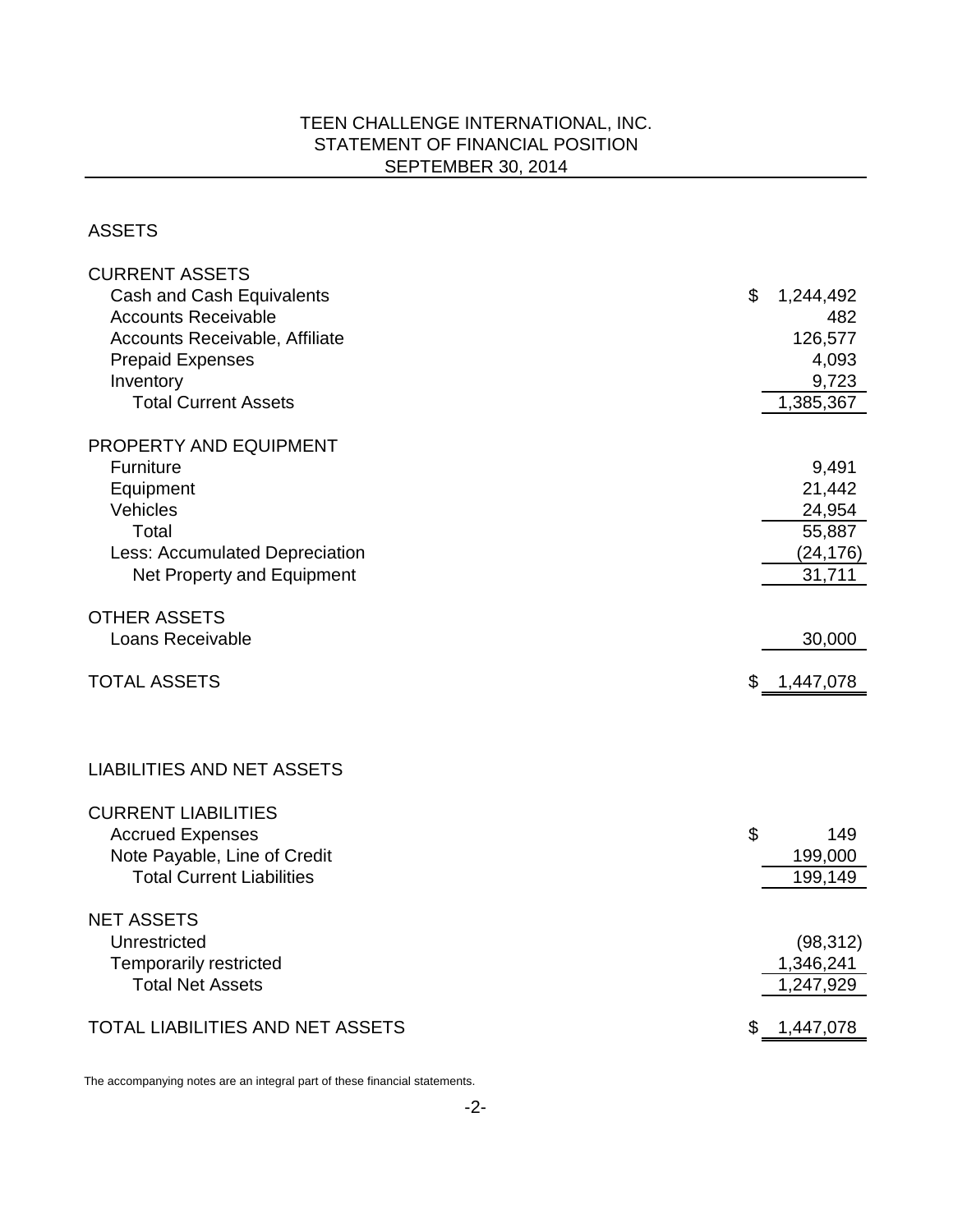# TEEN CHALLENGE INTERNATIONAL, INC.
## STATEMENT OF FINANCIAL POSITION
## SEPTEMBER 30, 2014

### ASSETS

| | |
|---|---|
| **CURRENT ASSETS** | |
| Cash and Cash Equivalents | $ 1,244,492 |
| Accounts Receivable | 482 |
| Accounts Receivable, Affiliate | 126,577 |
| Prepaid Expenses | 4,093 |
| Inventory | 9,723 |
| Total Current Assets | 1,385,367 |
| **PROPERTY AND EQUIPMENT** | |
| Furniture | 9,491 |
| Equipment | 21,442 |
| Vehicles | 24,954 |
| Total | 55,887 |
| Less: Accumulated Depreciation | (24,176) |
| Net Property and Equipment | 31,711 |
| **OTHER ASSETS** | |
| Loans Receivable | 30,000 |
| **TOTAL ASSETS** | $ 1,447,078 |

### LIABILITIES AND NET ASSETS

| | |
|---|---|
| **CURRENT LIABILITIES** | |
| Accrued Expenses | $ 149 |
| Note Payable, Line of Credit | 199,000 |
| Total Current Liabilities | 199,149 |
| **NET ASSETS** | |
| Unrestricted | (98,312) |
| Temporarily restricted | 1,346,241 |
| Total Net Assets | 1,247,929 |
| **TOTAL LIABILITIES AND NET ASSETS** | $ 1,447,078 |

The accompanying notes are an integral part of these financial statements.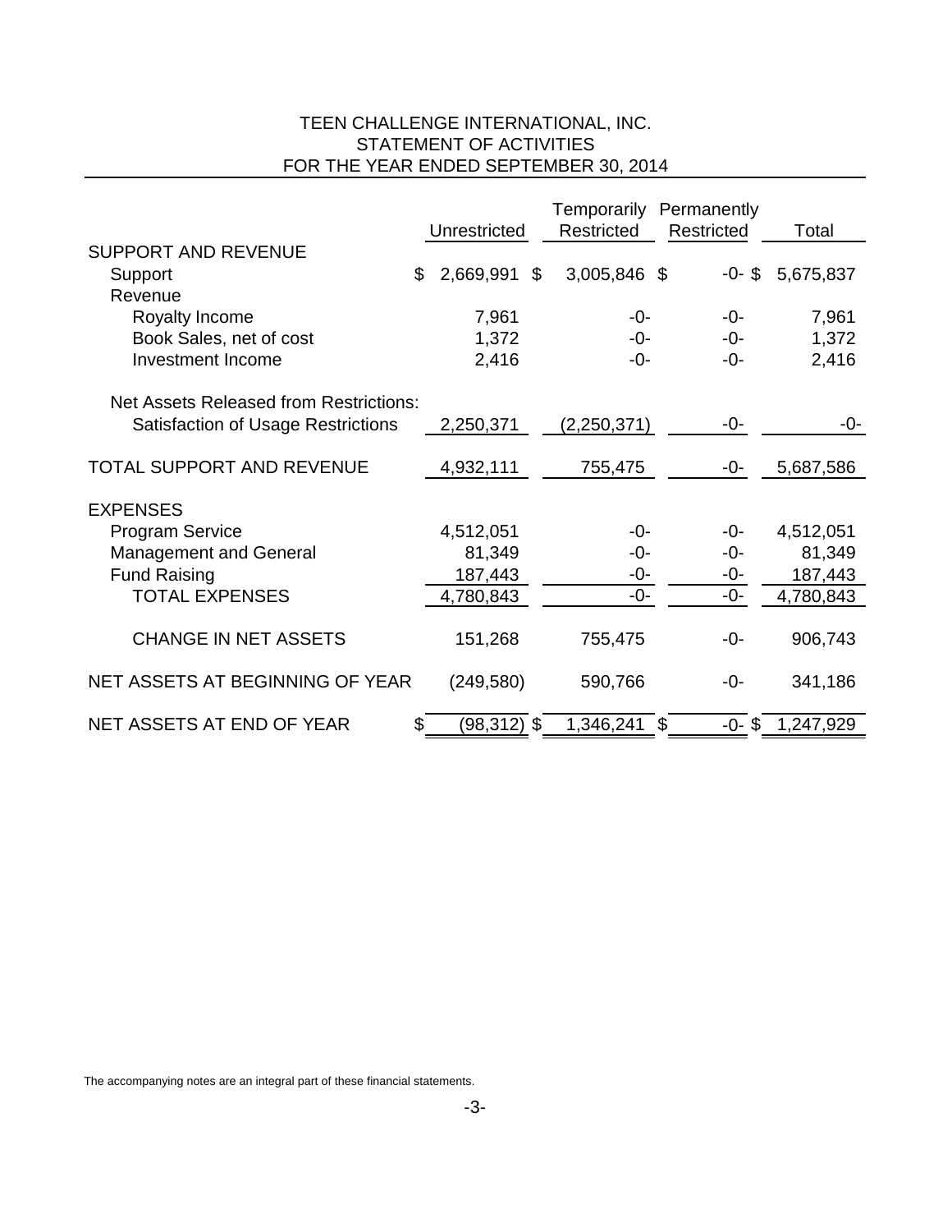# TEEN CHALLENGE INTERNATIONAL, INC.
## STATEMENT OF ACTIVITIES
## FOR THE YEAR ENDED SEPTEMBER 30, 2014

| | Unrestricted | Temporarily Restricted | Permanently Restricted | Total |
|---|---|---|---|---|
| SUPPORT AND REVENUE | | | | |
| Support | $ 2,669,991 | $ 3,005,846 | $ -0- | $ 5,675,837 |
| Revenue | | | | |
| Royalty Income | 7,961 | -0- | -0- | 7,961 |
| Book Sales, net of cost | 1,372 | -0- | -0- | 1,372 |
| Investment Income | 2,416 | -0- | -0- | 2,416 |
| Net Assets Released from Restrictions: | | | | |
| Satisfaction of Usage Restrictions | 2,250,371 | (2,250,371) | -0- | -0- |
| TOTAL SUPPORT AND REVENUE | 4,932,111 | 755,475 | -0- | 5,687,586 |
| EXPENSES | | | | |
| Program Service | 4,512,051 | -0- | -0- | 4,512,051 |
| Management and General | 81,349 | -0- | -0- | 81,349 |
| Fund Raising | 187,443 | -0- | -0- | 187,443 |
| TOTAL EXPENSES | 4,780,843 | -0- | -0- | 4,780,843 |
| CHANGE IN NET ASSETS | 151,268 | 755,475 | -0- | 906,743 |
| NET ASSETS AT BEGINNING OF YEAR | (249,580) | 590,766 | -0- | 341,186 |
| NET ASSETS AT END OF YEAR | $ (98,312) | $ 1,346,241 | $ -0- | $ 1,247,929 |

The accompanying notes are an integral part of these financial statements.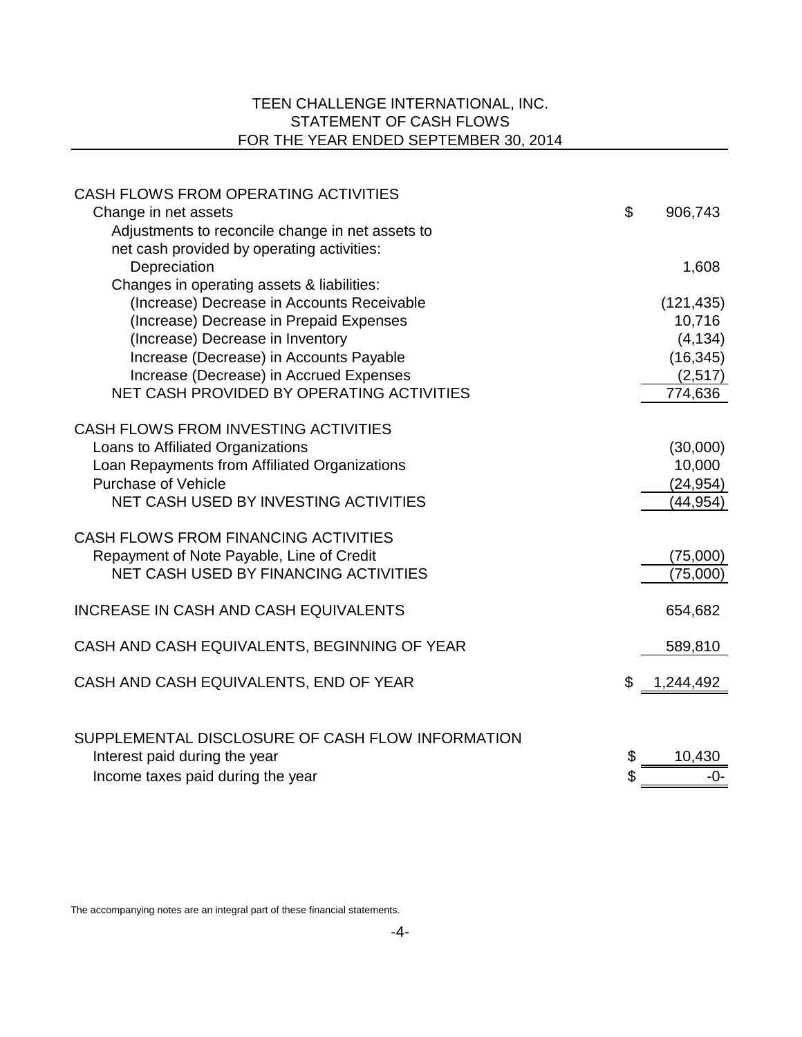# TEEN CHALLENGE INTERNATIONAL, INC.
## STATEMENT OF CASH FLOWS
## FOR THE YEAR ENDED SEPTEMBER 30, 2014

| | | |
|---|---|---|
| **CASH FLOWS FROM OPERATING ACTIVITIES** | | |
| Change in net assets | $ | 906,743 |
| Adjustments to reconcile change in net assets to net cash provided by operating activities: | | |
| Depreciation | | 1,608 |
| Changes in operating assets & liabilities: | | |
| (Increase) Decrease in Accounts Receivable | | (121,435) |
| (Increase) Decrease in Prepaid Expenses | | 10,716 |
| (Increase) Decrease in Inventory | | (4,134) |
| Increase (Decrease) in Accounts Payable | | (16,345) |
| Increase (Decrease) in Accrued Expenses | | (2,517) |
| NET CASH PROVIDED BY OPERATING ACTIVITIES | | 774,636 |
| **CASH FLOWS FROM INVESTING ACTIVITIES** | | |
| Loans to Affiliated Organizations | | (30,000) |
| Loan Repayments from Affiliated Organizations | | 10,000 |
| Purchase of Vehicle | | (24,954) |
| NET CASH USED BY INVESTING ACTIVITIES | | (44,954) |
| **CASH FLOWS FROM FINANCING ACTIVITIES** | | |
| Repayment of Note Payable, Line of Credit | | (75,000) |
| NET CASH USED BY FINANCING ACTIVITIES | | (75,000) |
| INCREASE IN CASH AND CASH EQUIVALENTS | | 654,682 |
| CASH AND CASH EQUIVALENTS, BEGINNING OF YEAR | | 589,810 |
| CASH AND CASH EQUIVALENTS, END OF YEAR | $ | 1,244,492 |

| | | |
|---|---|---|
| **SUPPLEMENTAL DISCLOSURE OF CASH FLOW INFORMATION** | | |
| Interest paid during the year | $ | 10,430 |
| Income taxes paid during the year | $ | -0- |

The accompanying notes are an integral part of these financial statements.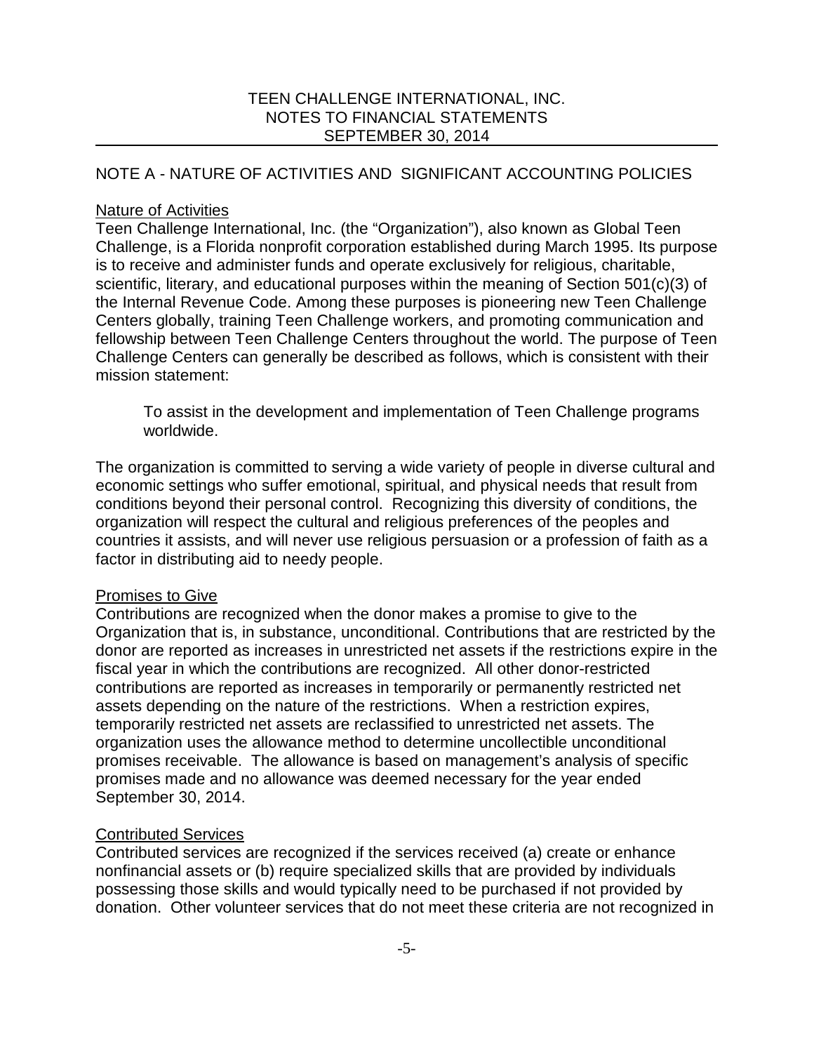# TEEN CHALLENGE INTERNATIONAL, INC.
## NOTES TO FINANCIAL STATEMENTS
## SEPTEMBER 30, 2014

## NOTE A - NATURE OF ACTIVITIES AND SIGNIFICANT ACCOUNTING POLICIES

### Nature of Activities

Teen Challenge International, Inc. (the "Organization"), also known as Global Teen Challenge, is a Florida nonprofit corporation established during March 1995. Its purpose is to receive and administer funds and operate exclusively for religious, charitable, scientific, literary, and educational purposes within the meaning of Section 501(c)(3) of the Internal Revenue Code. Among these purposes is pioneering new Teen Challenge Centers globally, training Teen Challenge workers, and promoting communication and fellowship between Teen Challenge Centers throughout the world. The purpose of Teen Challenge Centers can generally be described as follows, which is consistent with their mission statement:

> To assist in the development and implementation of Teen Challenge programs worldwide.

The organization is committed to serving a wide variety of people in diverse cultural and economic settings who suffer emotional, spiritual, and physical needs that result from conditions beyond their personal control. Recognizing this diversity of conditions, the organization will respect the cultural and religious preferences of the peoples and countries it assists, and will never use religious persuasion or a profession of faith as a factor in distributing aid to needy people.

### Promises to Give

Contributions are recognized when the donor makes a promise to give to the Organization that is, in substance, unconditional. Contributions that are restricted by the donor are reported as increases in unrestricted net assets if the restrictions expire in the fiscal year in which the contributions are recognized. All other donor-restricted contributions are reported as increases in temporarily or permanently restricted net assets depending on the nature of the restrictions. When a restriction expires, temporarily restricted net assets are reclassified to unrestricted net assets. The organization uses the allowance method to determine uncollectible unconditional promises receivable. The allowance is based on management's analysis of specific promises made and no allowance was deemed necessary for the year ended September 30, 2014.

### Contributed Services

Contributed services are recognized if the services received (a) create or enhance nonfinancial assets or (b) require specialized skills that are provided by individuals possessing those skills and would typically need to be purchased if not provided by donation. Other volunteer services that do not meet these criteria are not recognized in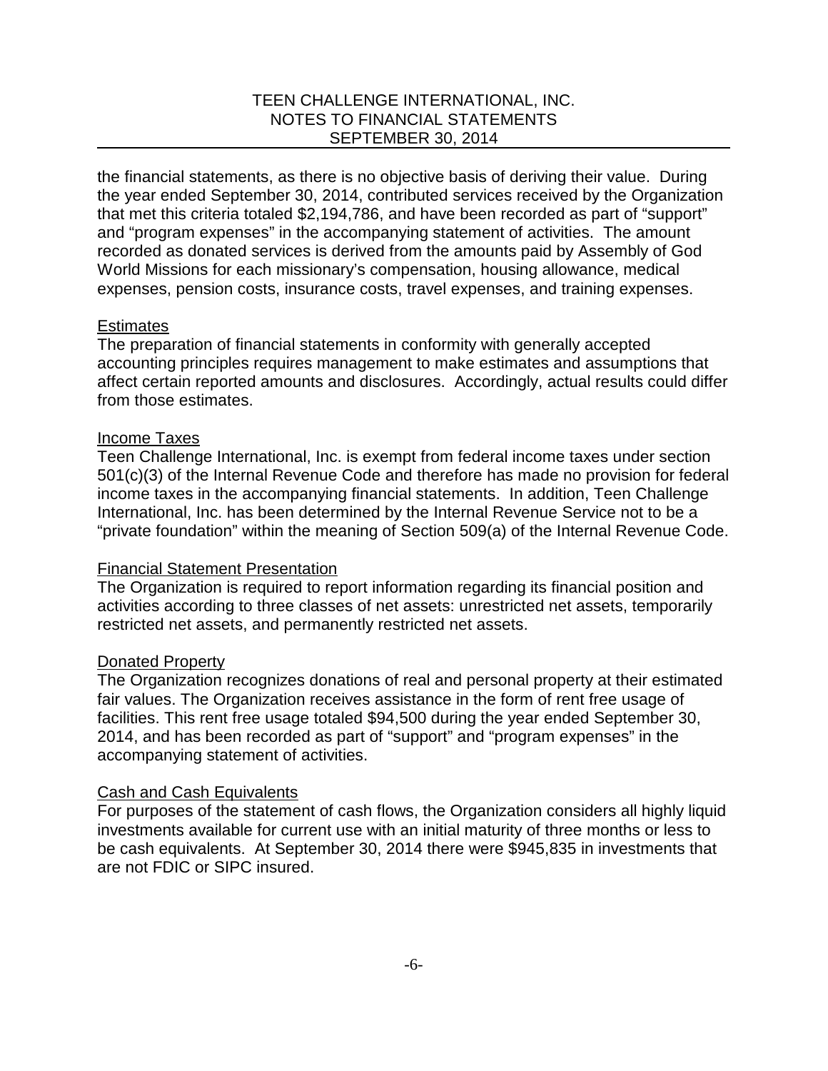the financial statements, as there is no objective basis of deriving their value. During the year ended September 30, 2014, contributed services received by the Organization that met this criteria totaled $2,194,786, and have been recorded as part of "support" and "program expenses" in the accompanying statement of activities. The amount recorded as donated services is derived from the amounts paid by Assembly of God World Missions for each missionary's compensation, housing allowance, medical expenses, pension costs, insurance costs, travel expenses, and training expenses.

Estimates

The preparation of financial statements in conformity with generally accepted accounting principles requires management to make estimates and assumptions that affect certain reported amounts and disclosures. Accordingly, actual results could differ from those estimates.

Income Taxes

Teen Challenge International, Inc. is exempt from federal income taxes under section 501(c)(3) of the Internal Revenue Code and therefore has made no provision for federal income taxes in the accompanying financial statements. In addition, Teen Challenge International, Inc. has been determined by the Internal Revenue Service not to be a "private foundation" within the meaning of Section 509(a) of the Internal Revenue Code.

Financial Statement Presentation

The Organization is required to report information regarding its financial position and activities according to three classes of net assets: unrestricted net assets, temporarily restricted net assets, and permanently restricted net assets.

Donated Property

The Organization recognizes donations of real and personal property at their estimated fair values. The Organization receives assistance in the form of rent free usage of facilities. This rent free usage totaled $94,500 during the year ended September 30, 2014, and has been recorded as part of "support" and "program expenses" in the accompanying statement of activities.

Cash and Cash Equivalents

For purposes of the statement of cash flows, the Organization considers all highly liquid investments available for current use with an initial maturity of three months or less to be cash equivalents. At September 30, 2014 there were $945,835 in investments that are not FDIC or SIPC insured.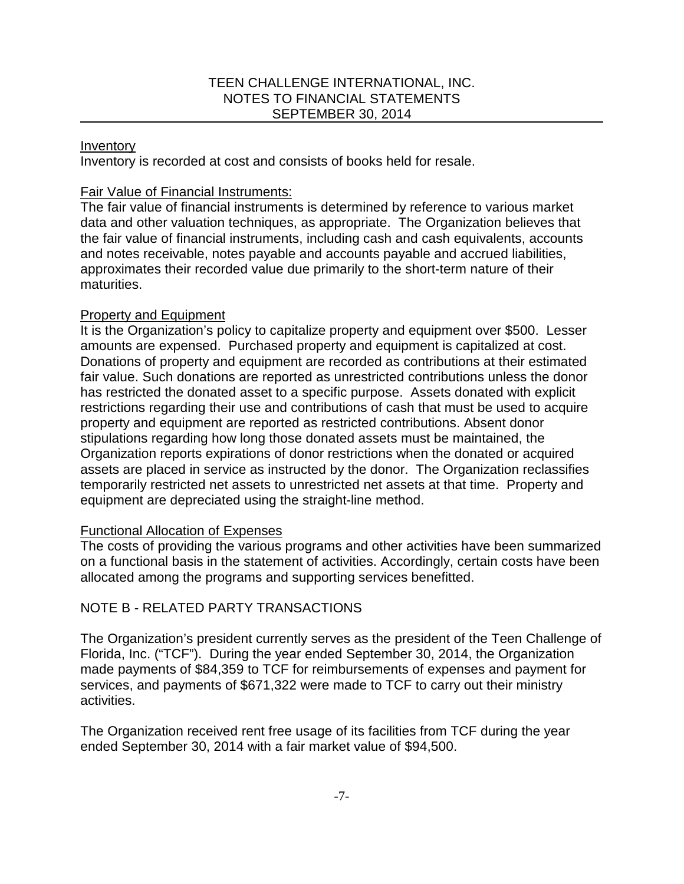### Inventory

Inventory is recorded at cost and consists of books held for resale.

### Fair Value of Financial Instruments:

The fair value of financial instruments is determined by reference to various market data and other valuation techniques, as appropriate. The Organization believes that the fair value of financial instruments, including cash and cash equivalents, accounts and notes receivable, notes payable and accounts payable and accrued liabilities, approximates their recorded value due primarily to the short-term nature of their maturities.

### Property and Equipment

It is the Organization's policy to capitalize property and equipment over $500. Lesser amounts are expensed. Purchased property and equipment is capitalized at cost. Donations of property and equipment are recorded as contributions at their estimated fair value. Such donations are reported as unrestricted contributions unless the donor has restricted the donated asset to a specific purpose. Assets donated with explicit restrictions regarding their use and contributions of cash that must be used to acquire property and equipment are reported as restricted contributions. Absent donor stipulations regarding how long those donated assets must be maintained, the Organization reports expirations of donor restrictions when the donated or acquired assets are placed in service as instructed by the donor. The Organization reclassifies temporarily restricted net assets to unrestricted net assets at that time. Property and equipment are depreciated using the straight-line method.

### Functional Allocation of Expenses

The costs of providing the various programs and other activities have been summarized on a functional basis in the statement of activities. Accordingly, certain costs have been allocated among the programs and supporting services benefitted.

## NOTE B - RELATED PARTY TRANSACTIONS

The Organization's president currently serves as the president of the Teen Challenge of Florida, Inc. ("TCF"). During the year ended September 30, 2014, the Organization made payments of $84,359 to TCF for reimbursements of expenses and payment for services, and payments of $671,322 were made to TCF to carry out their ministry activities.

The Organization received rent free usage of its facilities from TCF during the year ended September 30, 2014 with a fair market value of $94,500.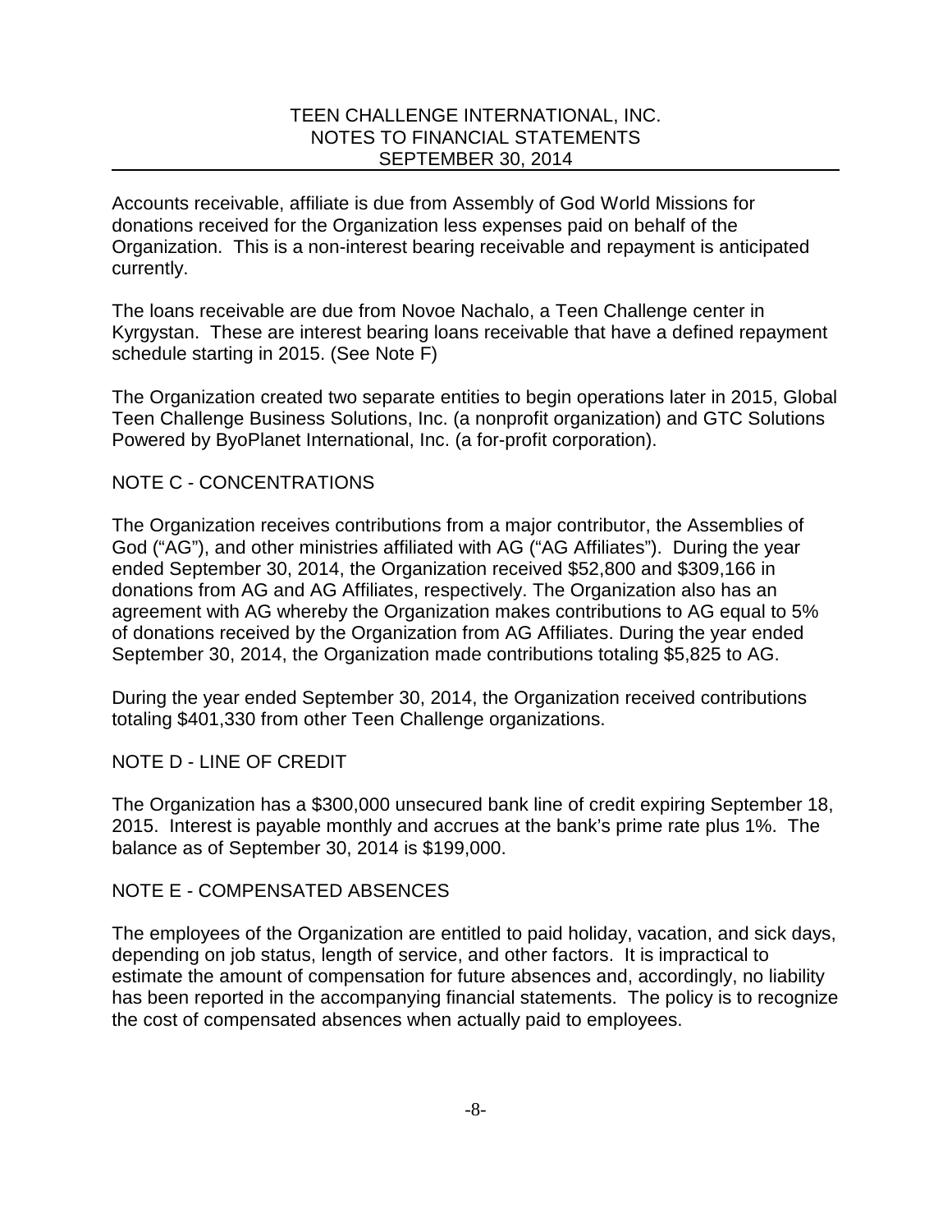Accounts receivable, affiliate is due from Assembly of God World Missions for donations received for the Organization less expenses paid on behalf of the Organization. This is a non-interest bearing receivable and repayment is anticipated currently.

The loans receivable are due from Novoe Nachalo, a Teen Challenge center in Kyrgystan. These are interest bearing loans receivable that have a defined repayment schedule starting in 2015. (See Note F)

The Organization created two separate entities to begin operations later in 2015, Global Teen Challenge Business Solutions, Inc. (a nonprofit organization) and GTC Solutions Powered by ByoPlanet International, Inc. (a for-profit corporation).

## NOTE C - CONCENTRATIONS

The Organization receives contributions from a major contributor, the Assemblies of God ("AG"), and other ministries affiliated with AG ("AG Affiliates"). During the year ended September 30, 2014, the Organization received $52,800 and $309,166 in donations from AG and AG Affiliates, respectively. The Organization also has an agreement with AG whereby the Organization makes contributions to AG equal to 5% of donations received by the Organization from AG Affiliates. During the year ended September 30, 2014, the Organization made contributions totaling $5,825 to AG.

During the year ended September 30, 2014, the Organization received contributions totaling $401,330 from other Teen Challenge organizations.

## NOTE D - LINE OF CREDIT

The Organization has a $300,000 unsecured bank line of credit expiring September 18, 2015. Interest is payable monthly and accrues at the bank's prime rate plus 1%. The balance as of September 30, 2014 is $199,000.

## NOTE E - COMPENSATED ABSENCES

The employees of the Organization are entitled to paid holiday, vacation, and sick days, depending on job status, length of service, and other factors. It is impractical to estimate the amount of compensation for future absences and, accordingly, no liability has been reported in the accompanying financial statements. The policy is to recognize the cost of compensated absences when actually paid to employees.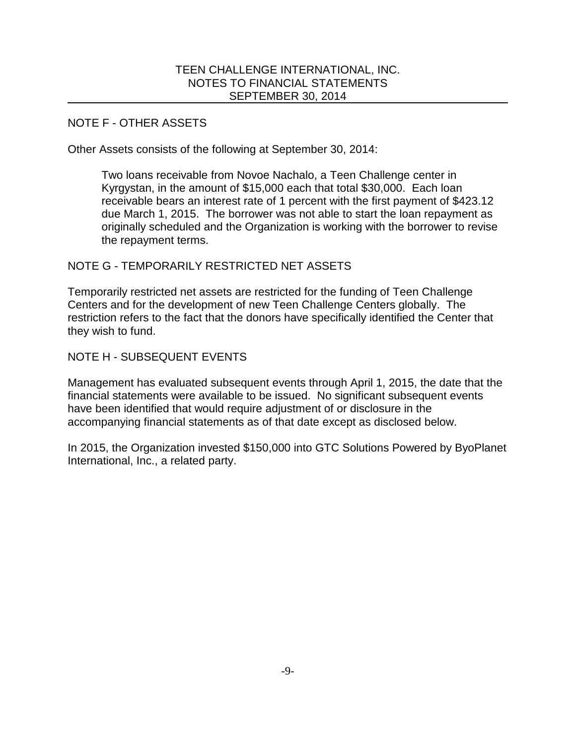## NOTE F - OTHER ASSETS

Other Assets consists of the following at September 30, 2014:

> Two loans receivable from Novoe Nachalo, a Teen Challenge center in Kyrgystan, in the amount of $15,000 each that total $30,000. Each loan receivable bears an interest rate of 1 percent with the first payment of $423.12 due March 1, 2015. The borrower was not able to start the loan repayment as originally scheduled and the Organization is working with the borrower to revise the repayment terms.

## NOTE G - TEMPORARILY RESTRICTED NET ASSETS

Temporarily restricted net assets are restricted for the funding of Teen Challenge Centers and for the development of new Teen Challenge Centers globally. The restriction refers to the fact that the donors have specifically identified the Center that they wish to fund.

## NOTE H - SUBSEQUENT EVENTS

Management has evaluated subsequent events through April 1, 2015, the date that the financial statements were available to be issued. No significant subsequent events have been identified that would require adjustment of or disclosure in the accompanying financial statements as of that date except as disclosed below.

In 2015, the Organization invested $150,000 into GTC Solutions Powered by ByoPlanet International, Inc., a related party.